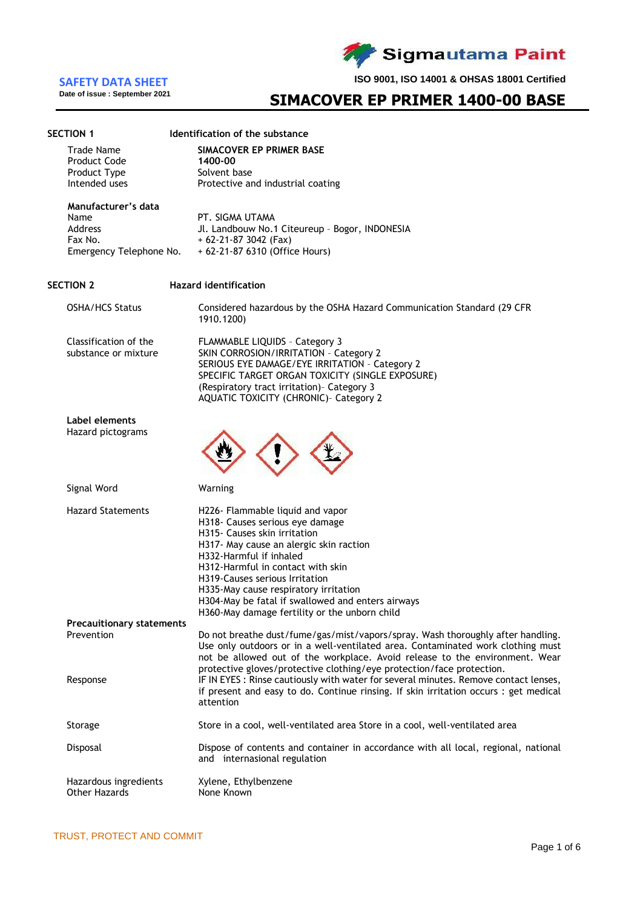Sigmautama Paint

**SAFETY DATA SHEET**

Date of issue : September 2021

ISO 9001, ISO 14001 & OHSAS 18001 Certified

# SIMACOVER EP PRIMER 1400-00 BASE

## SECTION 1 Identification of the substance

| | |
|---|---|
| Trade Name | **SIMACOVER EP PRIMER BASE** |
| Product Code | **1400-00** |
| Product Type | Solvent base |
| Intended uses | Protective and industrial coating |

**Manufacturer's data**

| | |
|---|---|
| Name | PT. SIGMA UTAMA |
| Address | Jl. Landbouw No.1 Citeureup - Bogor, INDONESIA |
| Fax No. | + 62-21-87 3042 (Fax) |
| Emergency Telephone No. | + 62-21-87 6310 (Office Hours) |

## SECTION 2 Hazard identification

**OSHA/HCS Status**
Considered hazardous by the OSHA Hazard Communication Standard (29 CFR 1910.1200)

**Classification of the substance or mixture**
FLAMMABLE LIQUIDS - Category 3
SKIN CORROSION/IRRITATION - Category 2
SERIOUS EYE DAMAGE/EYE IRRITATION - Category 2
SPECIFIC TARGET ORGAN TOXICITY (SINGLE EXPOSURE) (Respiratory tract irritation)- Category 3
AQUATIC TOXICITY (CHRONIC)- Category 2

**Label elements**

Hazard pictograms

**Signal Word**
Warning

**Hazard Statements**
H226- Flammable liquid and vapor
H318- Causes serious eye damage
H315- Causes skin irritation
H317- May cause an alergic skin raction
H332-Harmful if inhaled
H312-Harmful in contact with skin
H319-Causes serious Irritation
H335-May cause respiratory irritation
H304-May be fatal if swallowed and enters airways
H360-May damage fertility or the unborn child

**Precauitionary statements**

**Prevention**
Do not breathe dust/fume/gas/mist/vapors/spray. Wash thoroughly after handling. Use only outdoors or in a well-ventilated area. Contaminated work clothing must not be allowed out of the workplace. Avoid release to the environment. Wear protective gloves/protective clothing/eye protection/face protection.

**Response**
IF IN EYES : Rinse cautiously with water for several minutes. Remove contact lenses, if present and easy to do. Continue rinsing. If skin irritation occurs : get medical attention

**Storage**
Store in a cool, well-ventilated area Store in a cool, well-ventilated area

**Disposal**
Dispose of contents and container in accordance with all local, regional, national and internasional regulation

**Hazardous ingredients**
Xylene, Ethylbenzene

**Other Hazards**
None Known

TRUST, PROTECT AND COMMIT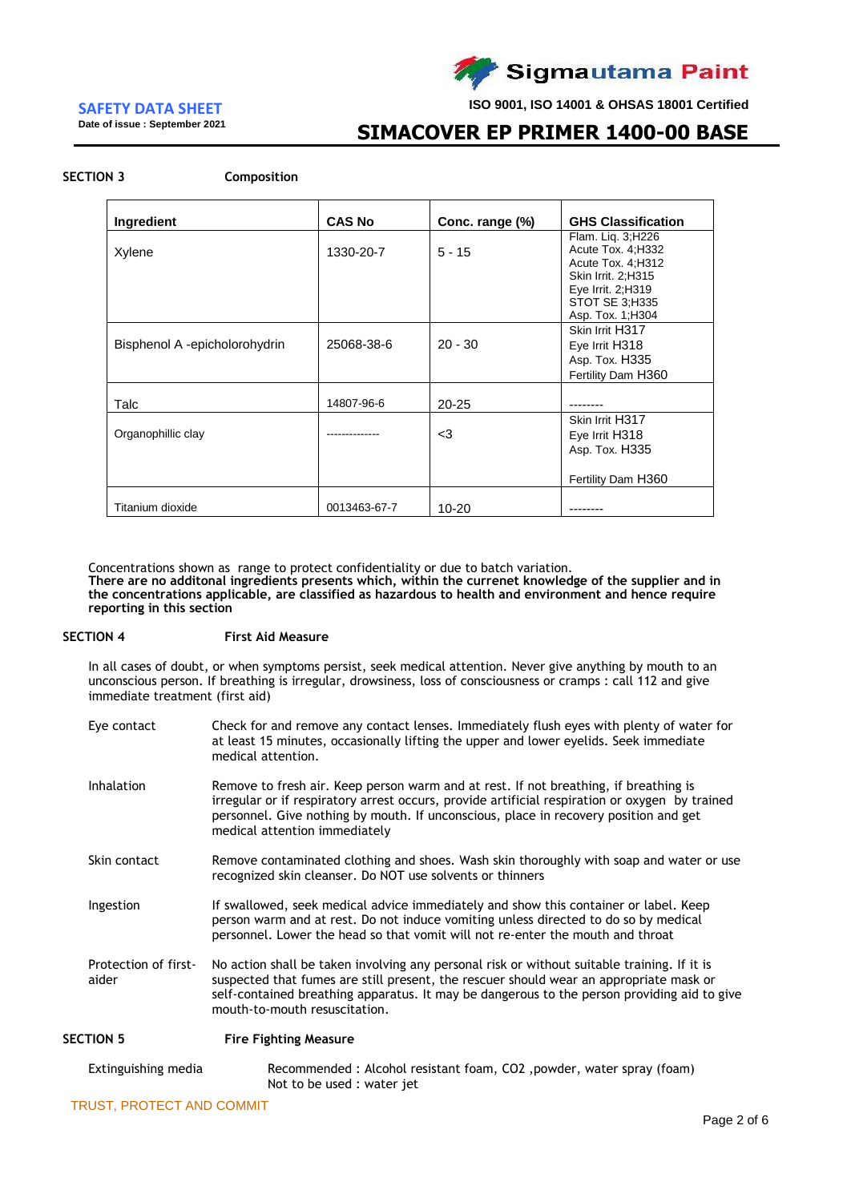**SECTION 3** **Composition**

| Ingredient | CAS No | Conc. range (%) | GHS Classification |
|---|---|---|---|
| Xylene | 1330-20-7 | 5 - 15 | Flam. Liq. 3;H226<br>Acute Tox. 4;H332<br>Acute Tox. 4;H312<br>Skin Irrit. 2;H315<br>Eye Irrit. 2;H319<br>STOT SE 3;H335<br>Asp. Tox. 1;H304 |
| Bisphenol A -epicholorohydrin | 25068-38-6 | 20 - 30 | Skin Irrit H317<br>Eye Irrit H318<br>Asp. Tox. H335<br>Fertility Dam H360 |
| Talc | 14807-96-6 | 20-25 | -------- |
| Organophillic clay | ------------- | <3 | Skin Irrit H317<br>Eye Irrit H318<br>Asp. Tox. H335<br>Fertility Dam H360 |
| Titanium dioxide | 0013463-67-7 | 10-20 | -------- |

Concentrations shown as range to protect confidentiality or due to batch variation.
**There are no additonal ingredients presents which, within the curreent knowledge of the supplier and in the concentrations applicable, are classified as hazardous to health and environment and hence require reporting in this section**

**SECTION 4** **First Aid Measure**

In all cases of doubt, or when symptoms persist, seek medical attention. Never give anything by mouth to an unconscious person. If breathing is irregular, drowsiness, loss of consciousness or cramps : call 112 and give immediate treatment (first aid)

Eye contact: Check for and remove any contact lenses. Immediately flush eyes with plenty of water for at least 15 minutes, occasionally lifting the upper and lower eyelids. Seek immediate medical attention.

Inhalation: Remove to fresh air. Keep person warm and at rest. If not breathing, if breathing is irregular or if respiratory arrest occurs, provide artificial respiration or oxygen by trained personnel. Give nothing by mouth. If unconscious, place in recovery position and get medical attention immediately

Skin contact: Remove contaminated clothing and shoes. Wash skin thoroughly with soap and water or use recognized skin cleanser. Do NOT use solvents or thinners

Ingestion: If swallowed, seek medical advice immediately and show this container or label. Keep person warm and at rest. Do not induce vomiting unless directed to do so by medical personnel. Lower the head so that vomit will not re-enter the mouth and throat

Protection of first-aider: No action shall be taken involving any personal risk or without suitable training. If it is suspected that fumes are still present, the rescuer should wear an appropriate mask or self-contained breathing apparatus. It may be dangerous to the person providing aid to give mouth-to-mouth resuscitation.

**SECTION 5** **Fire Fighting Measure**

Extinguishing media: Recommended : Alcohol resistant foam, CO2 ,powder, water spray (foam)
Not to be used : water jet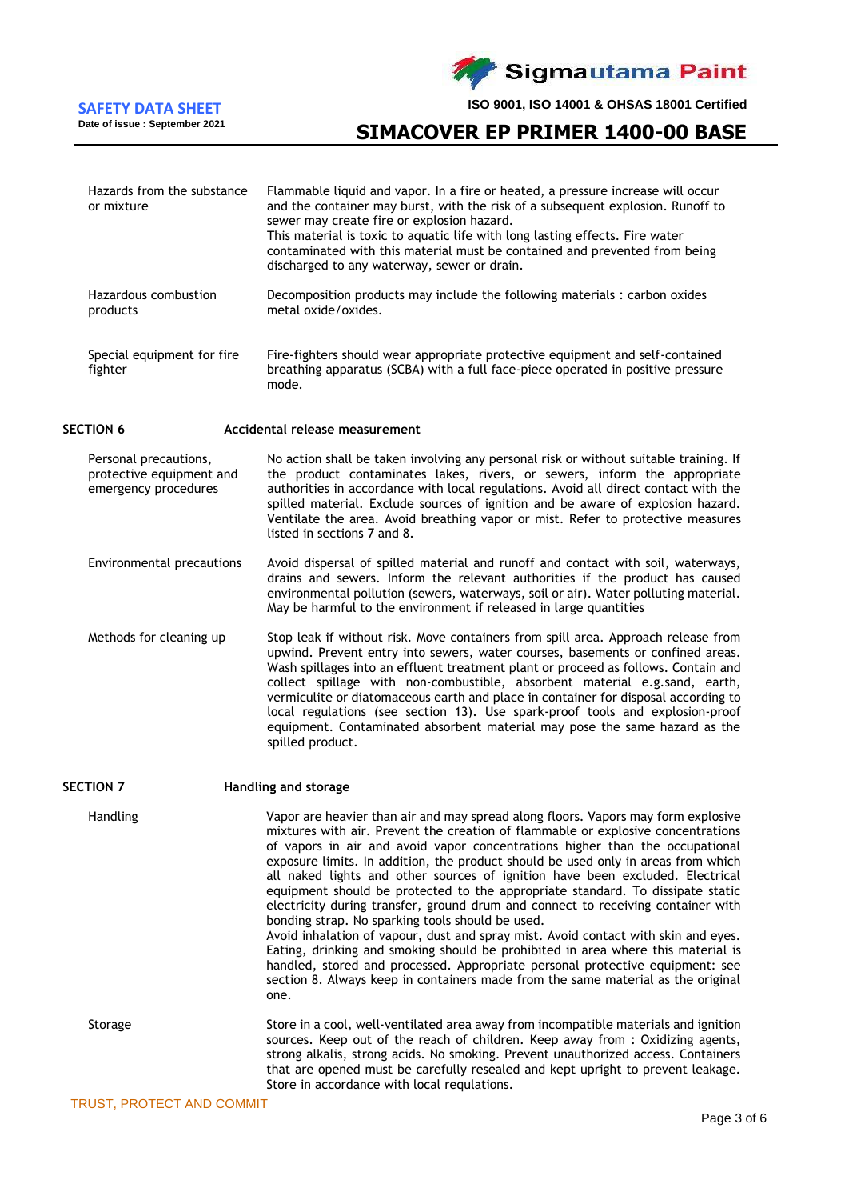| | |
|---|---|
| Hazards from the substance or mixture | Flammable liquid and vapor. In a fire or heated, a pressure increase will occur and the container may burst, with the risk of a subsequent explosion. Runoff to sewer may create fire or explosion hazard. This material is toxic to aquatic life with long lasting effects. Fire water contaminated with this material must be contained and prevented from being discharged to any waterway, sewer or drain. |
| Hazardous combustion products | Decomposition products may include the following materials : carbon oxides metal oxide/oxides. |
| Special equipment for fire fighter | Fire-fighters should wear appropriate protective equipment and self-contained breathing apparatus (SCBA) with a full face-piece operated in positive pressure mode. |

## SECTION 6 Accidental release measurement

| | |
|---|---|
| Personal precautions, protective equipment and emergency procedures | No action shall be taken involving any personal risk or without suitable training. If the product contaminates lakes, rivers, or sewers, inform the appropriate authorities in accordance with local regulations. Avoid all direct contact with the spilled material. Exclude sources of ignition and be aware of explosion hazard. Ventilate the area. Avoid breathing vapor or mist. Refer to protective measures listed in sections 7 and 8. |
| Environmental precautions | Avoid dispersal of spilled material and runoff and contact with soil, waterways, drains and sewers. Inform the relevant authorities if the product has caused environmental pollution (sewers, waterways, soil or air). Water polluting material. May be harmful to the environment if released in large quantities |
| Methods for cleaning up | Stop leak if without risk. Move containers from spill area. Approach release from upwind. Prevent entry into sewers, water courses, basements or confined areas. Wash spillages into an effluent treatment plant or proceed as follows. Contain and collect spillage with non-combustible, absorbent material e.g.sand, earth, vermiculite or diatomaceous earth and place in container for disposal according to local regulations (see section 13). Use spark-proof tools and explosion-proof equipment. Contaminated absorbent material may pose the same hazard as the spilled product. |

## SECTION 7 Handling and storage

| | |
|---|---|
| Handling | Vapor are heavier than air and may spread along floors. Vapors may form explosive mixtures with air. Prevent the creation of flammable or explosive concentrations of vapors in air and avoid vapor concentrations higher than the occupational exposure limits. In addition, the product should be used only in areas from which all naked lights and other sources of ignition have been excluded. Electrical equipment should be protected to the appropriate standard. To dissipate static electricity during transfer, ground drum and connect to receiving container with bonding strap. No sparking tools should be used.<br>Avoid inhalation of vapour, dust and spray mist. Avoid contact with skin and eyes. Eating, drinking and smoking should be prohibited in area where this material is handled, stored and processed. Appropriate personal protective equipment: see section 8. Always keep in containers made from the same material as the original one. |
| Storage | Store in a cool, well-ventilated area away from incompatible materials and ignition sources. Keep out of the reach of children. Keep away from : Oxidizing agents, strong alkalis, strong acids. No smoking. Prevent unauthorized access. Containers that are opened must be carefully resealed and kept upright to prevent leakage. Store in accordance with local requlations. |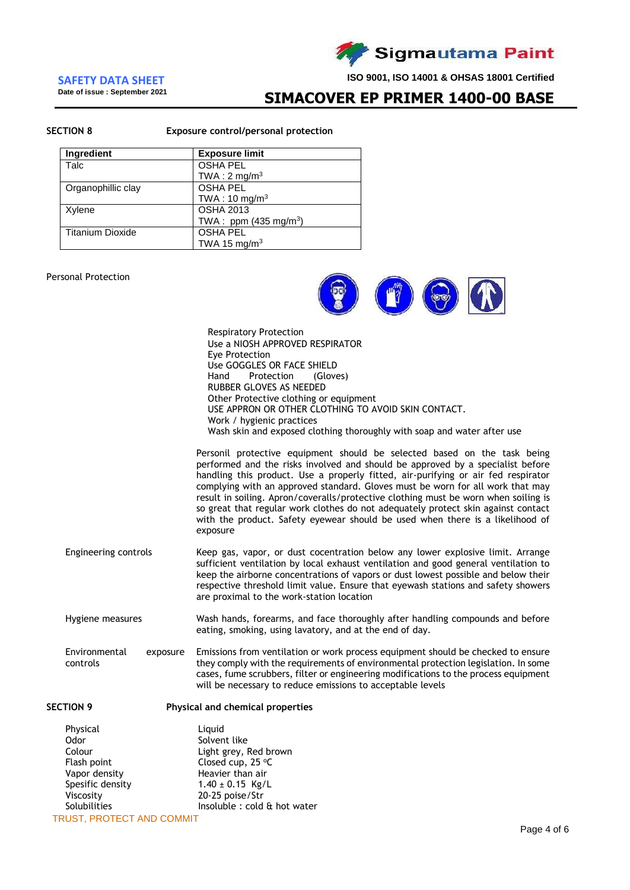## SECTION 8 Exposure control/personal protection

| Ingredient | Exposure limit |
|---|---|
| Talc | OSHA PEL<br>TWA : 2 $mg/m^3$ |
| Organophillic clay | OSHA PEL<br>TWA : 10 $mg/m^3$ |
| Xylene | OSHA 2013<br>TWA : ppm (435 $mg/m^3$) |
| Titanium Dioxide | OSHA PEL<br>TWA 15 $mg/m^3$ |

Personal Protection

Respiratory Protection
Use a NIOSH APPROVED RESPIRATOR
Eye Protection
Use GOGGLES OR FACE SHIELD
Hand Protection (Gloves)
RUBBER GLOVES AS NEEDED
Other Protective clothing or equipment
USE APPRON OR OTHER CLOTHING TO AVOID SKIN CONTACT.
Work / hygienic practices
Wash skin and exposed clothing thoroughly with soap and water after use

Personil protective equipment should be selected based on the task being performed and the risks involved and should be approved by a specialist before handling this product. Use a properly fitted, air-purifying or air fed respirator complying with an approved standard. Gloves must be worn for all work that may result in soiling. Apron/coveralls/protective clothing must be worn when soiling is so great that regular work clothes do not adequately protect skin against contact with the product. Safety eyewear should be used when there is a likelihood of exposure

**Engineering controls**
Keep gas, vapor, or dust cocentration below any lower explosive limit. Arrange sufficient ventilation by local exhaust ventilation and good general ventilation to keep the airborne concentrations of vapors or dust lowest possible and below their respective threshold limit value. Ensure that eyewash stations and safety showers are proximal to the work-station location

**Hygiene measures**
Wash hands, forearms, and face thoroughly after handling compounds and before eating, smoking, using lavatory, and at the end of day.

**Environmental exposure controls**
Emissions from ventilation or work process equipment should be checked to ensure they comply with the requirements of environmental protection legislation. In some cases, fume scrubbers, filter or engineering modifications to the process equipment will be necessary to reduce emissions to acceptable levels

## SECTION 9 Physical and chemical properties

| | |
|---|---|
| Physical | Liquid |
| Odor | Solvent like |
| Colour | Light grey, Red brown |
| Flash point | Closed cup, 25 ºC |
| Vapor density | Heavier than air |
| Spesific density | 1.40 ± 0.15 Kg/L |
| Viscosity | 20-25 poise/Str |
| Solubilities | Insoluble : cold & hot water |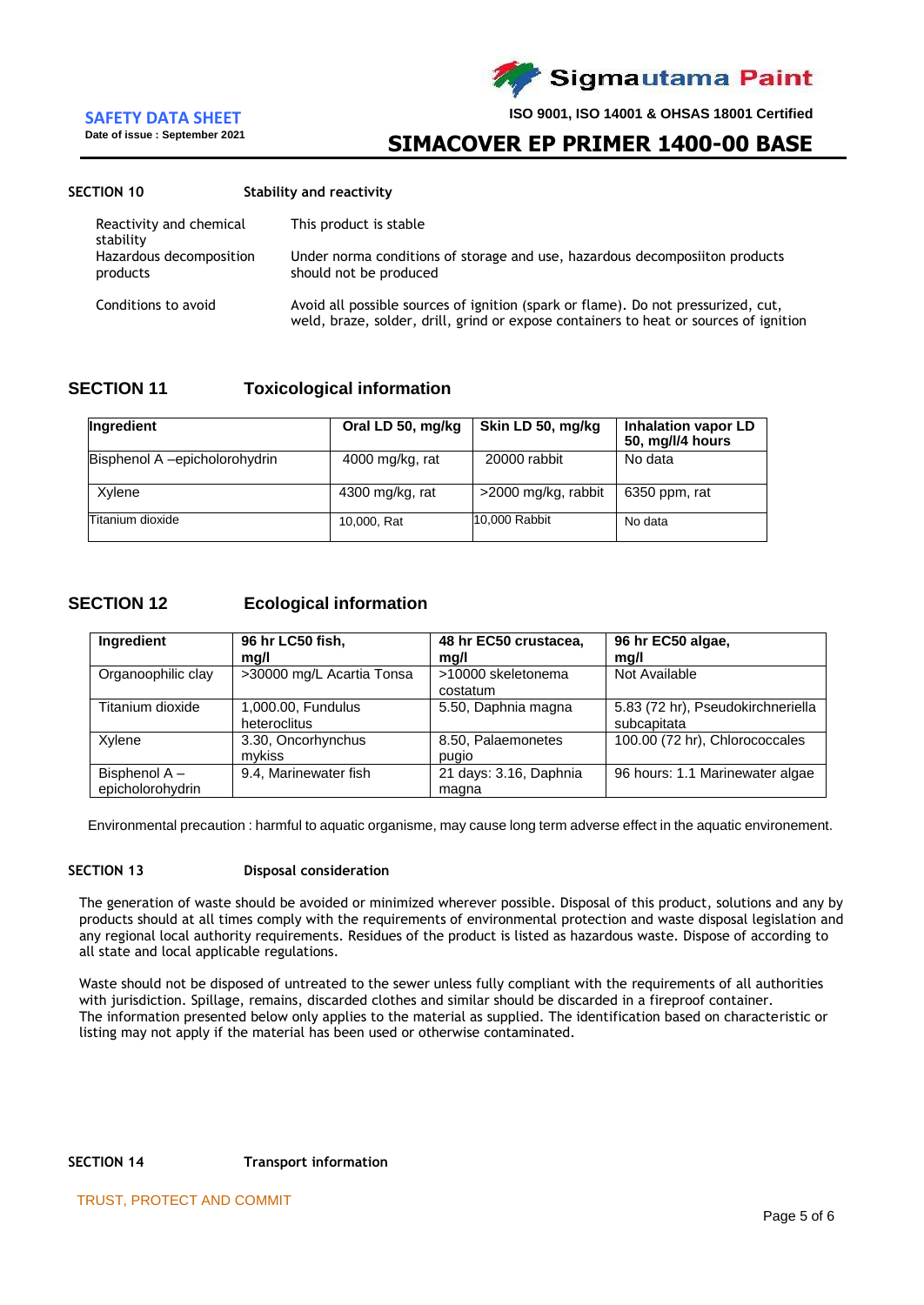## SECTION 10 Stability and reactivity

| | |
|---|---|
| Reactivity and chemical stability | This product is stable |
| Hazardous decomposition products | Under norma conditions of storage and use, hazardous decomposiiton products should not be produced |
| Conditions to avoid | Avoid all possible sources of ignition (spark or flame). Do not pressurized, cut, weld, braze, solder, drill, grind or expose containers to heat or sources of ignition |

## SECTION 11 Toxicological information

| Ingredient | Oral LD 50, mg/kg | Skin LD 50, mg/kg | Inhalation vapor LD 50, mg/l/4 hours |
|---|---|---|---|
| Bisphenol A –epicholorohydrin | 4000 mg/kg, rat | 20000 rabbit | No data |
| Xylene | 4300 mg/kg, rat | >2000 mg/kg, rabbit | 6350 ppm, rat |
| Titanium dioxide | 10,000, Rat | 10,000 Rabbit | No data |

## SECTION 12 Ecological information

| Ingredient | 96 hr LC50 fish, mg/l | 48 hr EC50 crustacea, mg/l | 96 hr EC50 algae, mg/l |
|---|---|---|---|
| Organoophilic clay | >30000 mg/L Acartia Tonsa | >10000 skeletonema costatum | Not Available |
| Titanium dioxide | 1,000.00, Fundulus heteroclitus | 5.50, Daphnia magna | 5.83 (72 hr), Pseudokirchneriella subcapitata |
| Xylene | 3.30, Oncorhynchus mykiss | 8.50, Palaemonetes pugio | 100.00 (72 hr), Chlorococcales |
| Bisphenol A – epicholorohydrin | 9.4, Marinewater fish | 21 days: 3.16, Daphnia magna | 96 hours: 1.1 Marinewater algae |

Environmental precaution : harmful to aquatic organisme, may cause long term adverse effect in the aquatic environement.

## SECTION 13 Disposal consideration

The generation of waste should be avoided or minimized wherever possible. Disposal of this product, solutions and any by products should at all times comply with the requirements of environmental protection and waste disposal legislation and any regional local authority requirements. Residues of the product is listed as hazardous waste. Dispose of according to all state and local applicable regulations.

Waste should not be disposed of untreated to the sewer unless fully compliant with the requirements of all authorities with jurisdiction. Spillage, remains, discarded clothes and similar should be discarded in a fireproof container.
The information presented below only applies to the material as supplied. The identification based on characteristic or listing may not apply if the material has been used or otherwise contaminated.

## SECTION 14 Transport information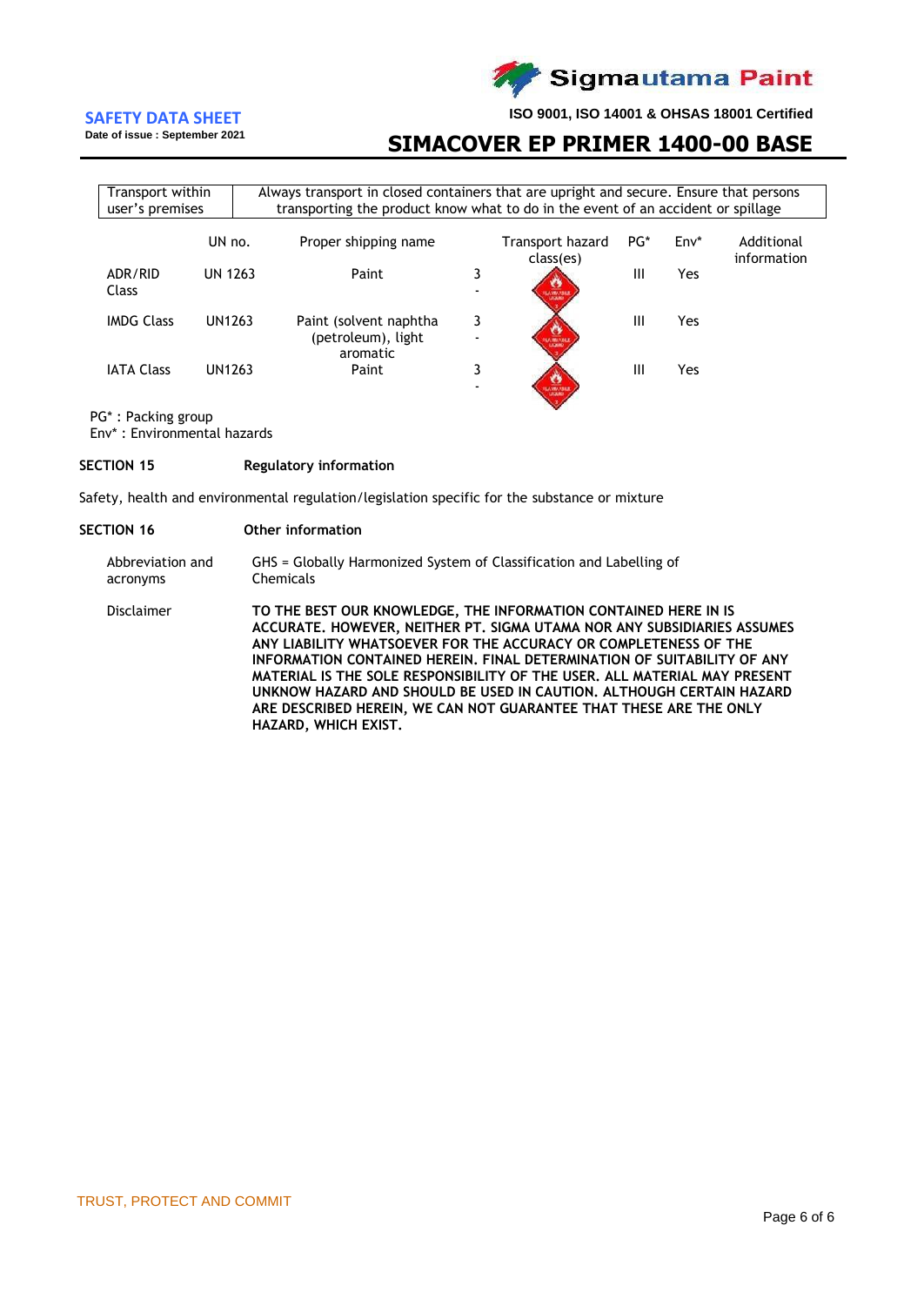| Transport within user's premises | Always transport in closed containers that are upright and secure. Ensure that persons transporting the product know what to do in the event of an accident or spillage |
|---|---|

| | UN no. | Proper shipping name | Transport hazard class(es) | PG* | Env* | Additional information |
|---|---|---|---|---|---|---|
| ADR/RID Class | UN 1263 | Paint | 3 - | III | Yes | |
| IMDG Class | UN1263 | Paint (solvent naphtha (petroleum), light aromatic | 3 - | III | Yes | |
| IATA Class | UN1263 | Paint | 3 - | III | Yes | |

PG* : Packing group
Env* : Environmental hazards

## SECTION 15 Regulatory information

Safety, health and environmental regulation/legislation specific for the substance or mixture

## SECTION 16 Other information

| | |
|---|---|
| Abbreviation and acronyms | GHS = Globally Harmonized System of Classification and Labelling of Chemicals |
| Disclaimer | **TO THE BEST OUR KNOWLEDGE, THE INFORMATION CONTAINED HERE IN IS ACCURATE. HOWEVER, NEITHER PT. SIGMA UTAMA NOR ANY SUBSIDIARIES ASSUMES ANY LIABILITY WHATSOEVER FOR THE ACCURACY OR COMPLETENESS OF THE INFORMATION CONTAINED HEREIN. FINAL DETERMINATION OF SUITABILITY OF ANY MATERIAL IS THE SOLE RESPONSIBILITY OF THE USER. ALL MATERIAL MAY PRESENT UNKNOW HAZARD AND SHOULD BE USED IN CAUTION. ALTHOUGH CERTAIN HAZARD ARE DESCRIBED HEREIN, WE CAN NOT GUARANTEE THAT THESE ARE THE ONLY HAZARD, WHICH EXIST.** |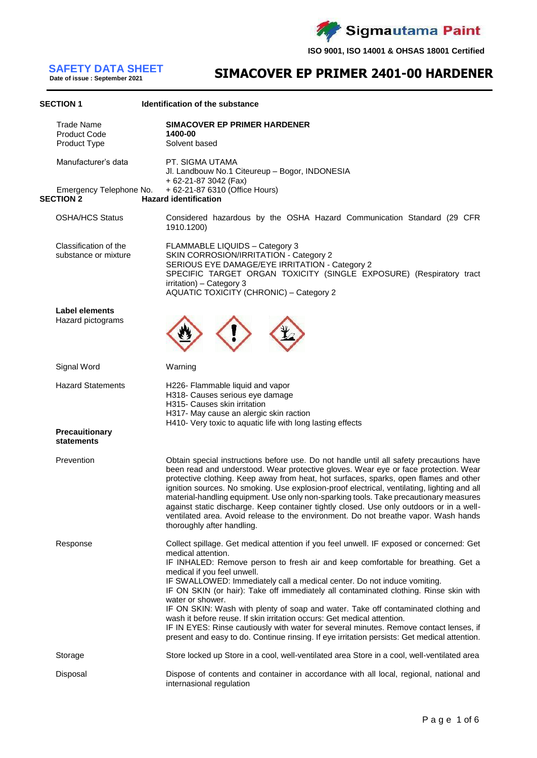Sigmautama Paint

ISO 9001, ISO 14001 & OHSAS 18001 Certified

# SAFETY DATA SHEET

Date of issue : September 2021

# SIMACOVER EP PRIMER 2401-00 HARDENER

## SECTION 1 Identification of the substance

| | |
|---|---|
| Trade Name | **SIMACOVER EP PRIMER HARDENER** |
| Product Code | **1400-00** |
| Product Type | Solvent based |
| Manufacturer's data | PT. SIGMA UTAMA<br>Jl. Landbouw No.1 Citeureup – Bogor, INDONESIA<br>+ 62-21-87 3042 (Fax) |
| Emergency Telephone No. | + 62-21-87 6310 (Office Hours) |

## SECTION 2 Hazard identification

| | |
|---|---|
| OSHA/HCS Status | Considered hazardous by the OSHA Hazard Communication Standard (29 CFR 1910.1200) |
| Classification of the substance or mixture | FLAMMABLE LIQUIDS – Category 3<br>SKIN CORROSION/IRRITATION - Category 2<br>SERIOUS EYE DAMAGE/EYE IRRITATION - Category 2<br>SPECIFIC TARGET ORGAN TOXICITY (SINGLE EXPOSURE) (Respiratory tract irritation) – Category 3<br>AQUATIC TOXICITY (CHRONIC) – Category 2 |

**Label elements**

Hazard pictograms

| | |
|---|---|
| Signal Word | Warning |
| Hazard Statements | H226- Flammable liquid and vapor<br>H318- Causes serious eye damage<br>H315- Causes skin irritation<br>H317- May cause an alergic skin raction<br>H410- Very toxic to aquatic life with long lasting effects |

**Precauitionary statements**

| | |
|---|---|
| Prevention | Obtain special instructions before use. Do not handle until all safety precautions have been read and understood. Wear protective gloves. Wear eye or face protection. Wear protective clothing. Keep away from heat, hot surfaces, sparks, open flames and other ignition sources. No smoking. Use explosion-proof electrical, ventilating, lighting and all material-handling equipment. Use only non-sparking tools. Take precautionary measures against static discharge. Keep container tightly closed. Use only outdoors or in a well-ventilated area. Avoid release to the environment. Do not breathe vapor. Wash hands thoroughly after handling. |
| Response | Collect spillage. Get medical attention if you feel unwell. IF exposed or concerned: Get medical attention.<br>IF INHALED: Remove person to fresh air and keep comfortable for breathing. Get a medical if you feel unwell.<br>IF SWALLOWED: Immediately call a medical center. Do not induce vomiting.<br>IF ON SKIN (or hair): Take off immediately all contaminated clothing. Rinse skin with water or shower.<br>IF ON SKIN: Wash with plenty of soap and water. Take off contaminated clothing and wash it before reuse. If skin irritation occurs: Get medical attention.<br>IF IN EYES: Rinse cautiously with water for several minutes. Remove contact lenses, if present and easy to do. Continue rinsing. If eye irritation persists: Get medical attention. |
| Storage | Store locked up Store in a cool, well-ventilated area Store in a cool, well-ventilated area |
| Disposal | Dispose of contents and container in accordance with all local, regional, national and internasional regulation |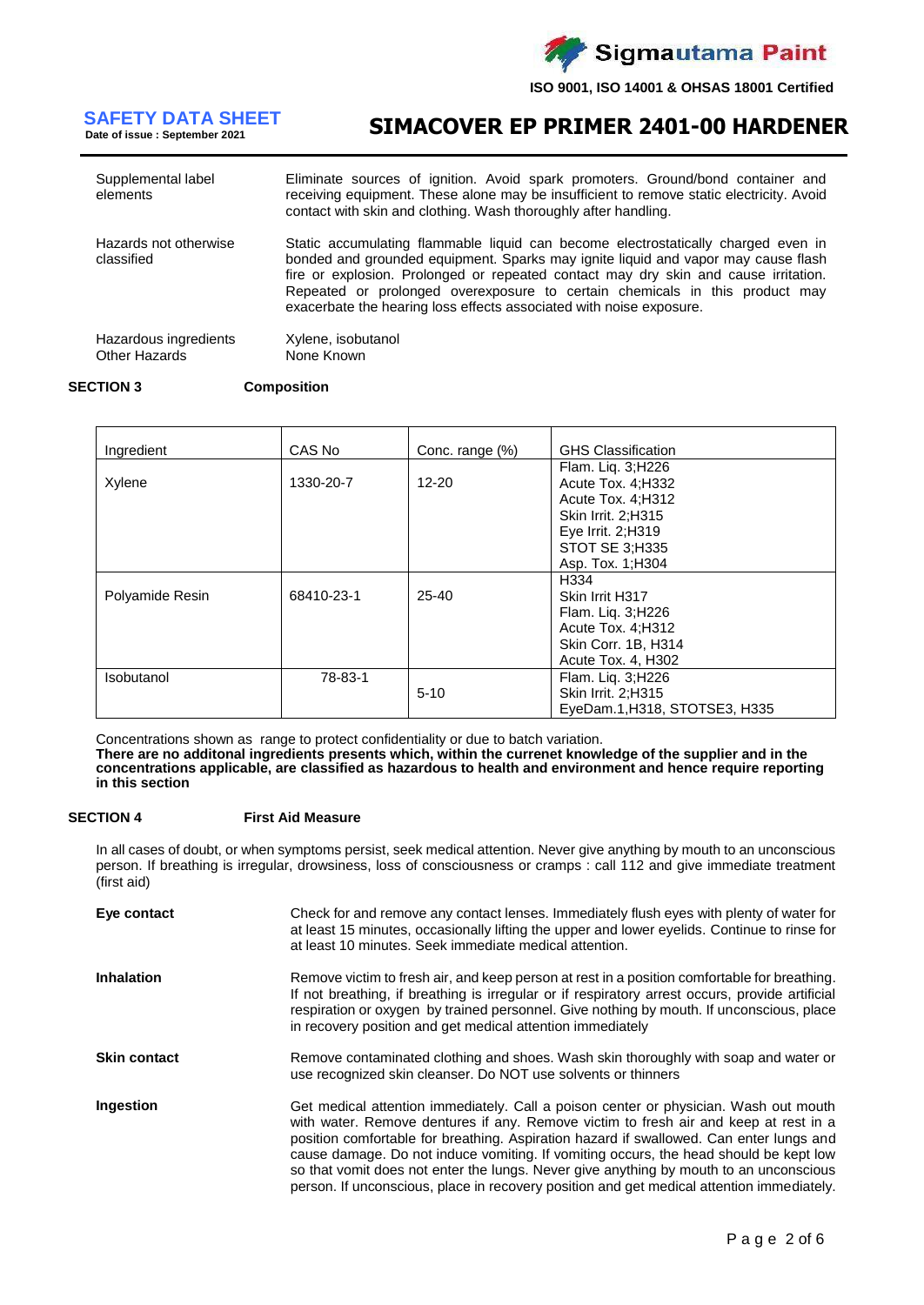| | |
|---|---|
| Supplemental label elements | Eliminate sources of ignition. Avoid spark promoters. Ground/bond container and receiving equipment. These alone may be insufficient to remove static electricity. Avoid contact with skin and clothing. Wash thoroughly after handling. |
| Hazards not otherwise classified | Static accumulating flammable liquid can become electrostatically charged even in bonded and grounded equipment. Sparks may ignite liquid and vapor may cause flash fire or explosion. Prolonged or repeated contact may dry skin and cause irritation. Repeated or prolonged overexposure to certain chemicals in this product may exacerbate the hearing loss effects associated with noise exposure. |
| Hazardous ingredients | Xylene, isobutanol |
| Other Hazards | None Known |

## SECTION 3 Composition

| Ingredient | CAS No | Conc. range (%) | GHS Classification |
|---|---|---|---|
| Xylene | 1330-20-7 | 12-20 | Flam. Liq. 3;H226<br>Acute Tox. 4;H332<br>Acute Tox. 4;H312<br>Skin Irrit. 2;H315<br>Eye Irrit. 2;H319<br>STOT SE 3;H335<br>Asp. Tox. 1;H304 |
| Polyamide Resin | 68410-23-1 | 25-40 | H334<br>Skin Irrit H317<br>Flam. Liq. 3;H226<br>Acute Tox. 4;H312<br>Skin Corr. 1B, H314<br>Acute Tox. 4, H302 |
| Isobutanol | 78-83-1 | 5-10 | Flam. Liq. 3;H226<br>Skin Irrit. 2;H315<br>EyeDam.1,H318, STOTSE3, H335 |

Concentrations shown as range to protect confidentiality or due to batch variation.

**There are no additonal ingredients presents which, within the currenet knowledge of the supplier and in the concentrations applicable, are classified as hazardous to health and environment and hence require reporting in this section**

## SECTION 4 First Aid Measure

In all cases of doubt, or when symptoms persist, seek medical attention. Never give anything by mouth to an unconscious person. If breathing is irregular, drowsiness, loss of consciousness or cramps : call 112 and give immediate treatment (first aid)

**Eye contact**

Check for and remove any contact lenses. Immediately flush eyes with plenty of water for at least 15 minutes, occasionally lifting the upper and lower eyelids. Continue to rinse for at least 10 minutes. Seek immediate medical attention.

**Inhalation**

Remove victim to fresh air, and keep person at rest in a position comfortable for breathing. If not breathing, if breathing is irregular or if respiratory arrest occurs, provide artificial respiration or oxygen by trained personnel. Give nothing by mouth. If unconscious, place in recovery position and get medical attention immediately

**Skin contact**

Remove contaminated clothing and shoes. Wash skin thoroughly with soap and water or use recognized skin cleanser. Do NOT use solvents or thinners

**Ingestion**

Get medical attention immediately. Call a poison center or physician. Wash out mouth with water. Remove dentures if any. Remove victim to fresh air and keep at rest in a position comfortable for breathing. Aspiration hazard if swallowed. Can enter lungs and cause damage. Do not induce vomiting. If vomiting occurs, the head should be kept low so that vomit does not enter the lungs. Never give anything by mouth to an unconscious person. If unconscious, place in recovery position and get medical attention immediately.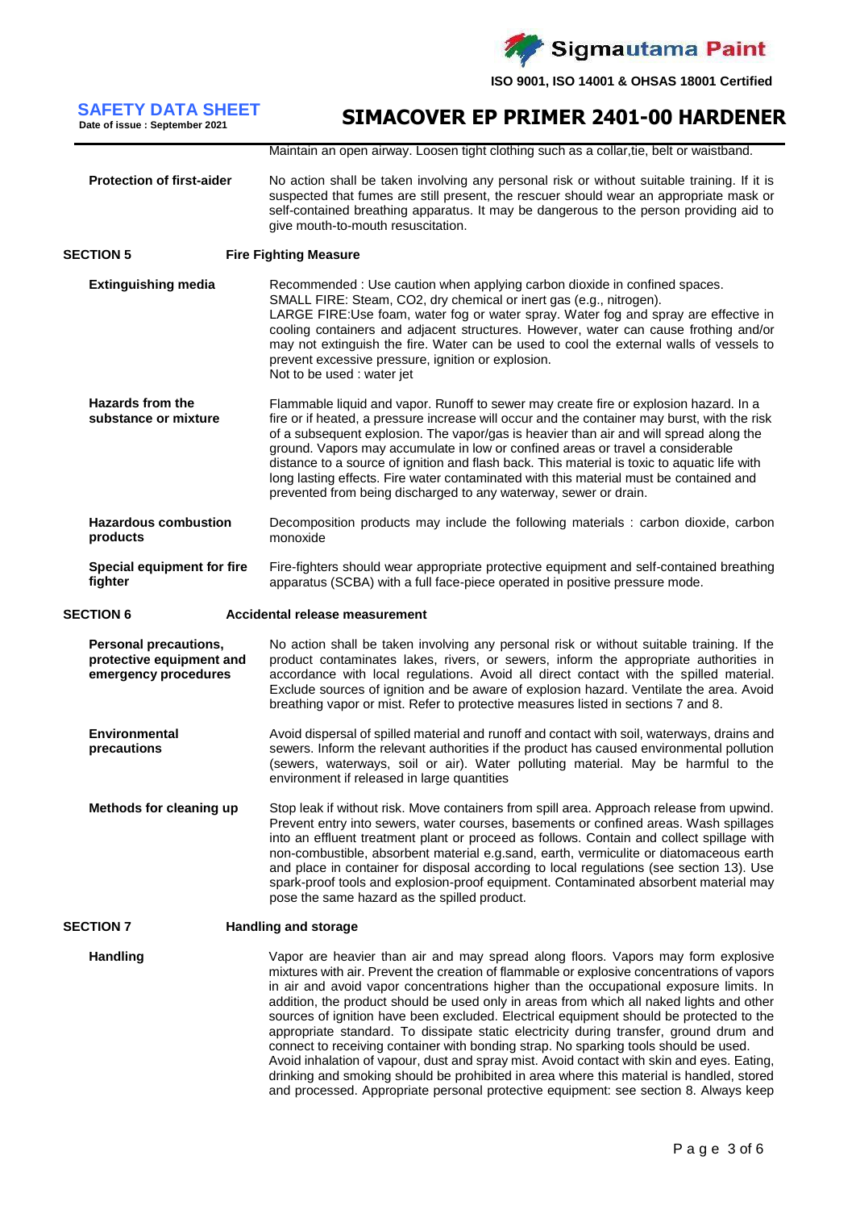Maintain an open airway. Loosen tight clothing such as a collar,tie, belt or waistband.

**Protection of first-aider**

No action shall be taken involving any personal risk or without suitable training. If it is suspected that fumes are still present, the rescuer should wear an appropriate mask or self-contained breathing apparatus. It may be dangerous to the person providing aid to give mouth-to-mouth resuscitation.

## SECTION 5 Fire Fighting Measure

**Extinguishing media**

Recommended : Use caution when applying carbon dioxide in confined spaces.
SMALL FIRE: Steam, CO2, dry chemical or inert gas (e.g., nitrogen).
LARGE FIRE:Use foam, water fog or water spray. Water fog and spray are effective in cooling containers and adjacent structures. However, water can cause frothing and/or may not extinguish the fire. Water can be used to cool the external walls of vessels to prevent excessive pressure, ignition or explosion.
Not to be used : water jet

**Hazards from the substance or mixture**

Flammable liquid and vapor. Runoff to sewer may create fire or explosion hazard. In a fire or if heated, a pressure increase will occur and the container may burst, with the risk of a subsequent explosion. The vapor/gas is heavier than air and will spread along the ground. Vapors may accumulate in low or confined areas or travel a considerable distance to a source of ignition and flash back. This material is toxic to aquatic life with long lasting effects. Fire water contaminated with this material must be contained and prevented from being discharged to any waterway, sewer or drain.

**Hazardous combustion products**

Decomposition products may include the following materials : carbon dioxide, carbon monoxide

**Special equipment for fire fighter**

Fire-fighters should wear appropriate protective equipment and self-contained breathing apparatus (SCBA) with a full face-piece operated in positive pressure mode.

## SECTION 6 Accidental release measurement

**Personal precautions, protective equipment and emergency procedures**

No action shall be taken involving any personal risk or without suitable training. If the product contaminates lakes, rivers, or sewers, inform the appropriate authorities in accordance with local regulations. Avoid all direct contact with the spilled material. Exclude sources of ignition and be aware of explosion hazard. Ventilate the area. Avoid breathing vapor or mist. Refer to protective measures listed in sections 7 and 8.

**Environmental precautions**

Avoid dispersal of spilled material and runoff and contact with soil, waterways, drains and sewers. Inform the relevant authorities if the product has caused environmental pollution (sewers, waterways, soil or air). Water polluting material. May be harmful to the environment if released in large quantities

**Methods for cleaning up**

Stop leak if without risk. Move containers from spill area. Approach release from upwind. Prevent entry into sewers, water courses, basements or confined areas. Wash spillages into an effluent treatment plant or proceed as follows. Contain and collect spillage with non-combustible, absorbent material e.g.sand, earth, vermiculite or diatomaceous earth and place in container for disposal according to local regulations (see section 13). Use spark-proof tools and explosion-proof equipment. Contaminated absorbent material may pose the same hazard as the spilled product.

## SECTION 7 Handling and storage

**Handling**

Vapor are heavier than air and may spread along floors. Vapors may form explosive mixtures with air. Prevent the creation of flammable or explosive concentrations of vapors in air and avoid vapor concentrations higher than the occupational exposure limits. In addition, the product should be used only in areas from which all naked lights and other sources of ignition have been excluded. Electrical equipment should be protected to the appropriate standard. To dissipate static electricity during transfer, ground drum and connect to receiving container with bonding strap. No sparking tools should be used. Avoid inhalation of vapour, dust and spray mist. Avoid contact with skin and eyes. Eating, drinking and smoking should be prohibited in area where this material is handled, stored and processed. Appropriate personal protective equipment: see section 8. Always keep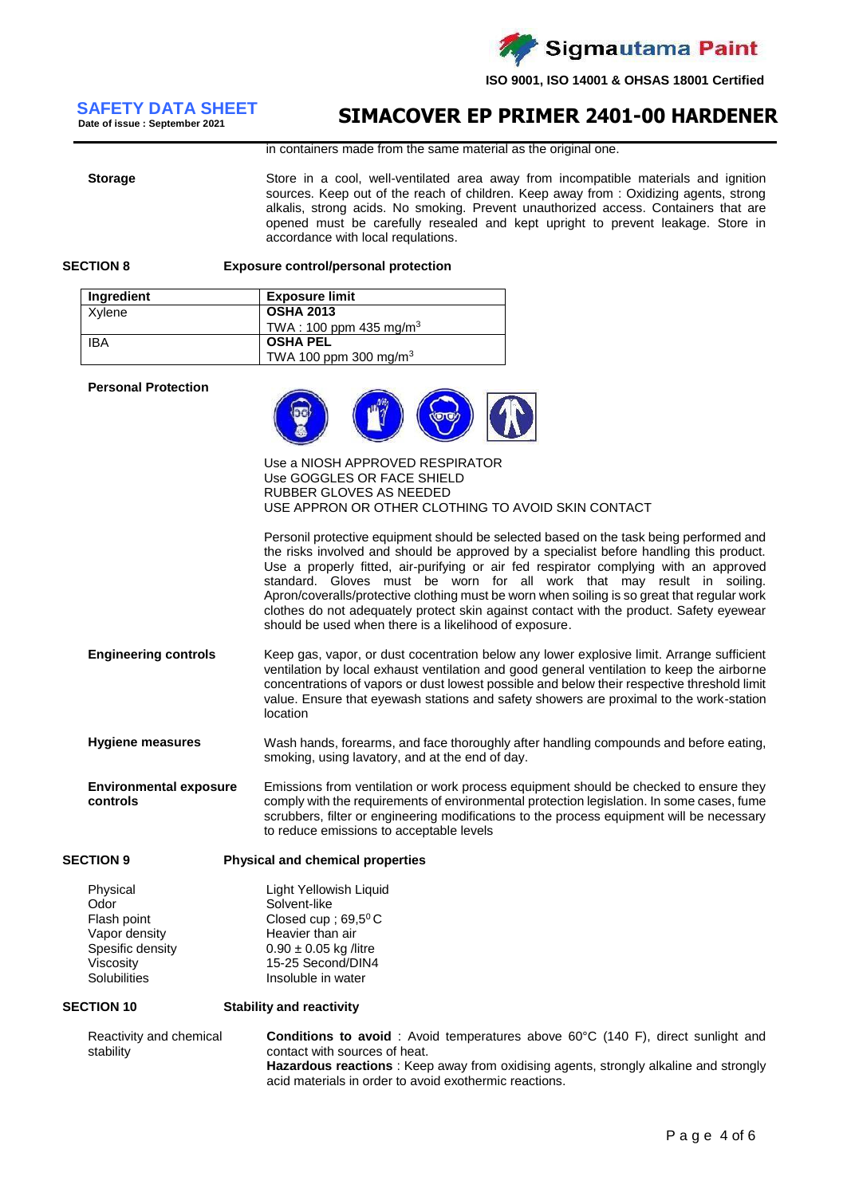in containers made from the same material as the original one.

**Storage**

Store in a cool, well-ventilated area away from incompatible materials and ignition sources. Keep out of the reach of children. Keep away from : Oxidizing agents, strong alkalis, strong acids. No smoking. Prevent unauthorized access. Containers that are opened must be carefully resealed and kept upright to prevent leakage. Store in accordance with local requlations.

## SECTION 8 Exposure control/personal protection

| Ingredient | Exposure limit |
|---|---|
| Xylene | **OSHA 2013**<br>TWA : 100 ppm 435 mg/m$^3$ |
| IBA | **OSHA PEL**<br>TWA 100 ppm 300 mg/m$^3$ |

**Personal Protection**

Use a NIOSH APPROVED RESPIRATOR
Use GOGGLES OR FACE SHIELD
RUBBER GLOVES AS NEEDED
USE APPRON OR OTHER CLOTHING TO AVOID SKIN CONTACT

Personil protective equipment should be selected based on the task being performed and the risks involved and should be approved by a specialist before handling this product. Use a properly fitted, air-purifying or air fed respirator complying with an approved standard. Gloves must be worn for all work that may result in soiling. Apron/coveralls/protective clothing must be worn when soiling is so great that regular work clothes do not adequately protect skin against contact with the product. Safety eyewear should be used when there is a likelihood of exposure.

**Engineering controls**

Keep gas, vapor, or dust cocentration below any lower explosive limit. Arrange sufficient ventilation by local exhaust ventilation and good general ventilation to keep the airborne concentrations of vapors or dust lowest possible and below their respective threshold limit value. Ensure that eyewash stations and safety showers are proximal to the work-station location

**Hygiene measures**

Wash hands, forearms, and face thoroughly after handling compounds and before eating, smoking, using lavatory, and at the end of day.

**Environmental exposure controls**

Emissions from ventilation or work process equipment should be checked to ensure they comply with the requirements of environmental protection legislation. In some cases, fume scrubbers, filter or engineering modifications to the process equipment will be necessary to reduce emissions to acceptable levels

## SECTION 9 Physical and chemical properties

| | |
|---|---|
| Physical | Light Yellowish Liquid |
| Odor | Solvent-like |
| Flash point | Closed cup ; 69,5$^0$C |
| Vapor density | Heavier than air |
| Spesific density | 0.90 ± 0.05 kg /litre |
| Viscosity | 15-25 Second/DIN4 |
| Solubilities | Insoluble in water |

## SECTION 10 Stability and reactivity

**Reactivity and chemical stability**

**Conditions to avoid** : Avoid temperatures above 60°C (140 F), direct sunlight and contact with sources of heat.
**Hazardous reactions** : Keep away from oxidising agents, strongly alkaline and strongly acid materials in order to avoid exothermic reactions.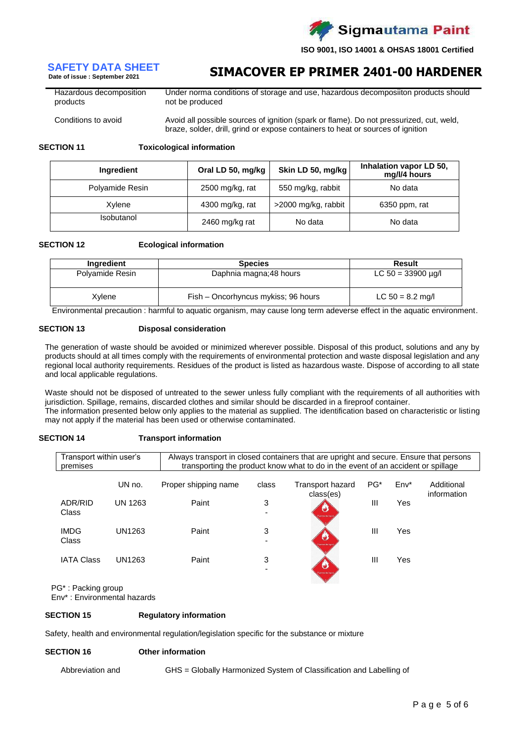| Hazardous decomposition products | Under norma conditions of storage and use, hazardous decomposiiton products should not be produced |
|---|---|
| Conditions to avoid | Avoid all possible sources of ignition (spark or flame). Do not pressurized, cut, weld, braze, solder, drill, grind or expose containers to heat or sources of ignition |

**SECTION 11** **Toxicological information**

| Ingredient | Oral LD 50, mg/kg | Skin LD 50, mg/kg | Inhalation vapor LD 50, mg/l/4 hours |
|---|---|---|---|
| Polyamide Resin | 2500 mg/kg, rat | 550 mg/kg, rabbit | No data |
| Xylene | 4300 mg/kg, rat | >2000 mg/kg, rabbit | 6350 ppm, rat |
| Isobutanol | 2460 mg/kg rat | No data | No data |

**SECTION 12** **Ecological information**

| Ingredient | Species | Result |
|---|---|---|
| Polyamide Resin | Daphnia magna;48 hours | LC 50 = 33900 µg/l |
| Xylene | Fish – Oncorhyncus mykiss; 96 hours | LC 50 = 8.2 mg/l |

Environmental precaution : harmful to aquatic organism, may cause long term adeverse effect in the aquatic environment.

**SECTION 13** **Disposal consideration**

The generation of waste should be avoided or minimized wherever possible. Disposal of this product, solutions and any by products should at all times comply with the requirements of environmental protection and waste disposal legislation and any regional local authority requirements. Residues of the product is listed as hazardous waste. Dispose of according to all state and local applicable regulations.

Waste should not be disposed of untreated to the sewer unless fully compliant with the requirements of all authorities with jurisdiction. Spillage, remains, discarded clothes and similar should be discarded in a fireproof container.
The information presented below only applies to the material as supplied. The identification based on characteristic or listing may not apply if the material has been used or otherwise contaminated.

**SECTION 14** **Transport information**

| Transport within user's premises | Always transport in closed containers that are upright and secure. Ensure that persons transporting the product know what to do in the event of an accident or spillage |
|---|---|

| | UN no. | Proper shipping name | class | Transport hazard class(es) | PG* | Env* | Additional information |
|---|---|---|---|---|---|---|---|
| ADR/RID Class | UN 1263 | Paint | 3 - | | III | Yes | |
| IMDG Class | UN1263 | Paint | 3 - | | III | Yes | |
| IATA Class | UN1263 | Paint | 3 - | | III | Yes | |

PG* : Packing group
Env* : Environmental hazards

**SECTION 15** **Regulatory information**

Safety, health and environmental regulation/legislation specific for the substance or mixture

**SECTION 16** **Other information**

Abbreviation and GHS = Globally Harmonized System of Classification and Labelling of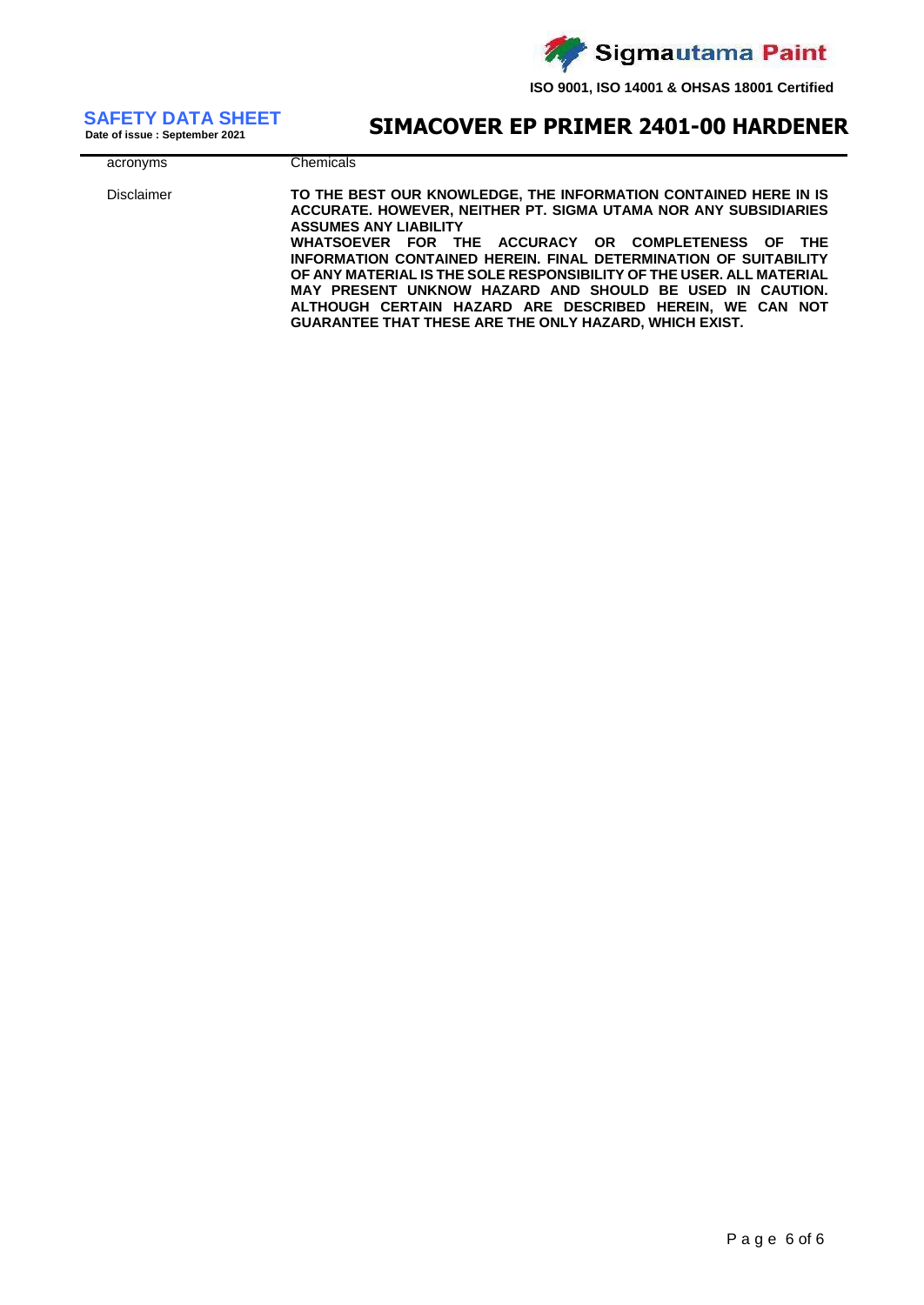| | |
|---|---|
| acronyms | Chemicals |
| Disclaimer | **TO THE BEST OUR KNOWLEDGE, THE INFORMATION CONTAINED HERE IN IS ACCURATE. HOWEVER, NEITHER PT. SIGMA UTAMA NOR ANY SUBSIDIARIES ASSUMES ANY LIABILITY WHATSOEVER FOR THE ACCURACY OR COMPLETENESS OF THE INFORMATION CONTAINED HEREIN. FINAL DETERMINATION OF SUITABILITY OF ANY MATERIAL IS THE SOLE RESPONSIBILITY OF THE USER. ALL MATERIAL MAY PRESENT UNKNOW HAZARD AND SHOULD BE USED IN CAUTION. ALTHOUGH CERTAIN HAZARD ARE DESCRIBED HEREIN, WE CAN NOT GUARANTEE THAT THESE ARE THE ONLY HAZARD, WHICH EXIST.** |